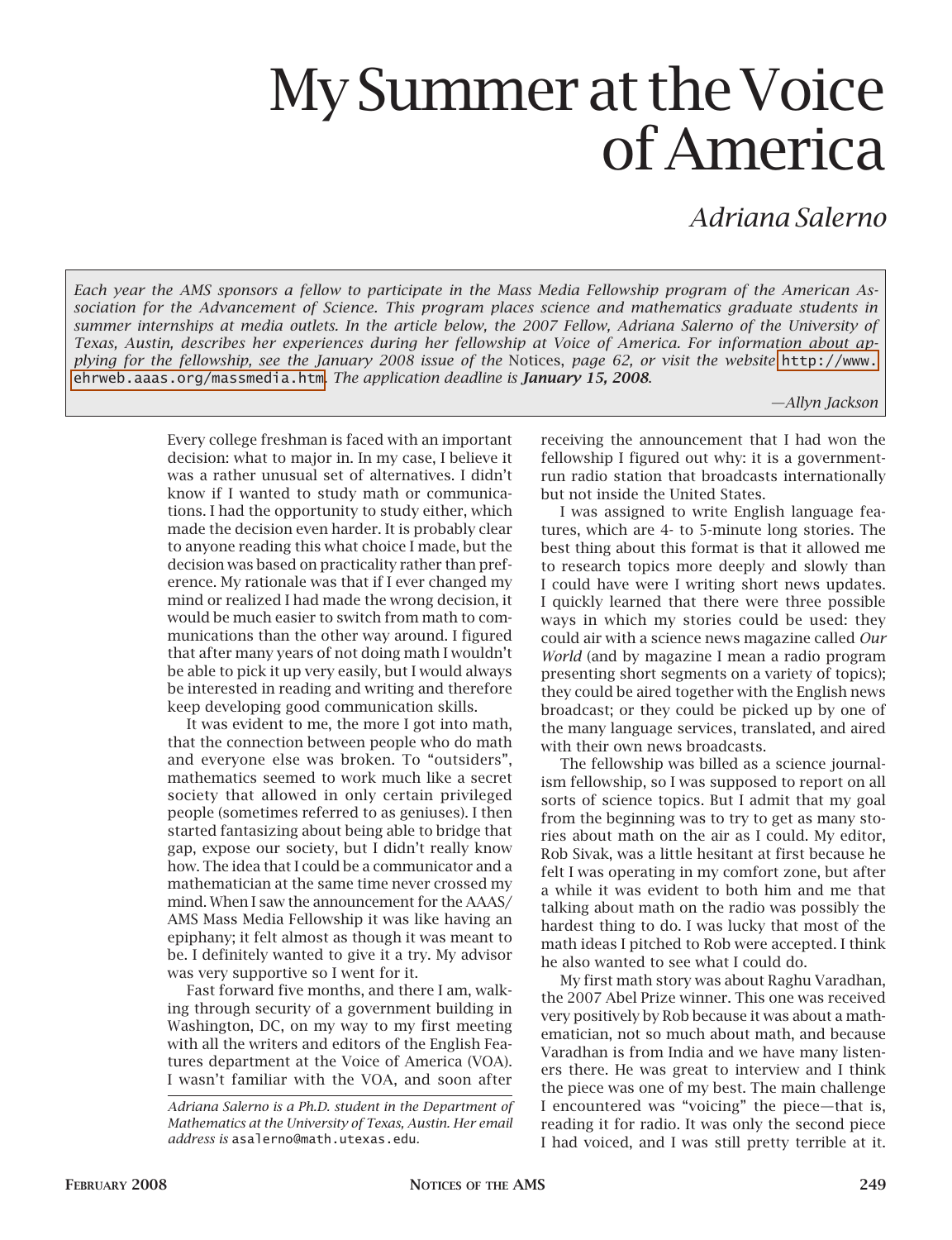# My Summer at the Voice of America

*Adriana Salerno*

*Each year the AMS sponsors a fellow to participate in the Mass Media Fellowship program of the American Association for the Advancement of Science. This program places science and mathematics graduate students in summer internships at media outlets. In the article below, the 2007 Fellow, Adriana Salerno of the University of Texas, Austin, describes her experiences during her fellowship at Voice of America. For information about applying for the fellowship, see the January 2008 issue of the* Notices, *page 62, or visit the website* `http://www.ehrweb.aaas.org/massmedia.htm`. *The application deadline is* ***January 15, 2008***.

*—Allyn Jackson*

Every college freshman is faced with an important decision: what to major in. In my case, I believe it was a rather unusual set of alternatives. I didn't know if I wanted to study math or communications. I had the opportunity to study either, which made the decision even harder. It is probably clear to anyone reading this what choice I made, but the decision was based on practicality rather than preference. My rationale was that if I ever changed my mind or realized I had made the wrong decision, it would be much easier to switch from math to communications than the other way around. I figured that after many years of not doing math I wouldn't be able to pick it up very easily, but I would always be interested in reading and writing and therefore keep developing good communication skills.

It was evident to me, the more I got into math, that the connection between people who do math and everyone else was broken. To "outsiders", mathematics seemed to work much like a secret society that allowed in only certain privileged people (sometimes referred to as geniuses). I then started fantasizing about being able to bridge that gap, expose our society, but I didn't really know how. The idea that I could be a communicator and a mathematician at the same time never crossed my mind. When I saw the announcement for the AAAS/AMS Mass Media Fellowship it was like having an epiphany; it felt almost as though it was meant to be. I definitely wanted to give it a try. My advisor was very supportive so I went for it.

Fast forward five months, and there I am, walking through security of a government building in Washington, DC, on my way to my first meeting with all the writers and editors of the English Features department at the Voice of America (VOA). I wasn't familiar with the VOA, and soon after receiving the announcement that I had won the fellowship I figured out why: it is a government-run radio station that broadcasts internationally but not inside the United States.

I was assigned to write English language features, which are 4- to 5-minute long stories. The best thing about this format is that it allowed me to research topics more deeply and slowly than I could have were I writing short news updates. I quickly learned that there were three possible ways in which my stories could be used: they could air with a science news magazine called *Our World* (and by magazine I mean a radio program presenting short segments on a variety of topics); they could be aired together with the English news broadcast; or they could be picked up by one of the many language services, translated, and aired with their own news broadcasts.

The fellowship was billed as a science journalism fellowship, so I was supposed to report on all sorts of science topics. But I admit that my goal from the beginning was to try to get as many stories about math on the air as I could. My editor, Rob Sivak, was a little hesitant at first because he felt I was operating in my comfort zone, but after a while it was evident to both him and me that talking about math on the radio was possibly the hardest thing to do. I was lucky that most of the math ideas I pitched to Rob were accepted. I think he also wanted to see what I could do.

My first math story was about Raghu Varadhan, the 2007 Abel Prize winner. This one was received very positively by Rob because it was about a mathematician, not so much about math, and because Varadhan is from India and we have many listeners there. He was great to interview and I think the piece was one of my best. The main challenge I encountered was "voicing" the piece—that is, reading it for radio. It was only the second piece I had voiced, and I was still pretty terrible at it.

*Adriana Salerno is a Ph.D. student in the Department of Mathematics at the University of Texas, Austin. Her email address is* `asalerno@math.utexas.edu`.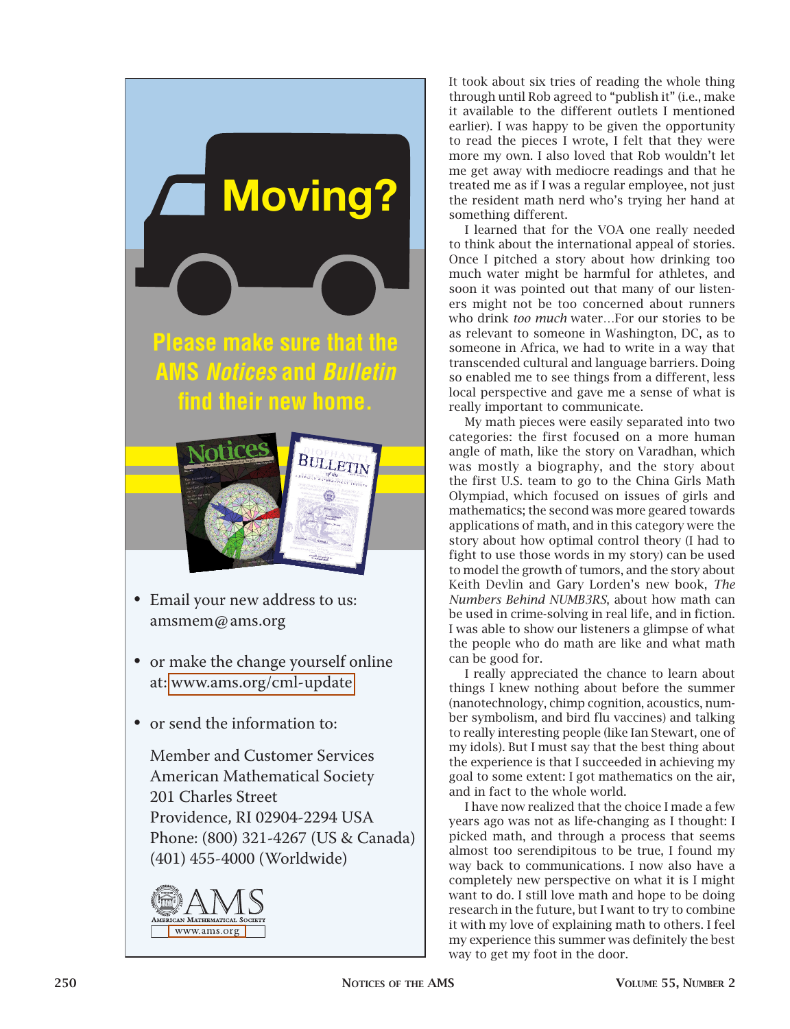Moving?

Please make sure that the AMS *Notices* and *Bulletin* find their new home.

- Email your new address to us: amsmem@ams.org
- or make the change yourself online at: www.ams.org/cml-update
- or send the information to:

Member and Customer Services
American Mathematical Society
201 Charles Street
Providence, RI 02904-2294 USA
Phone: (800) 321-4267 (US & Canada)
(401) 455-4000 (Worldwide)

AMS
American Mathematical Society
www.ams.org

It took about six tries of reading the whole thing through until Rob agreed to "publish it" (i.e., make it available to the different outlets I mentioned earlier). I was happy to be given the opportunity to read the pieces I wrote, I felt that they were more my own. I also loved that Rob wouldn't let me get away with mediocre readings and that he treated me as if I was a regular employee, not just the resident math nerd who's trying her hand at something different.

I learned that for the VOA one really needed to think about the international appeal of stories. Once I pitched a story about how drinking too much water might be harmful for athletes, and soon it was pointed out that many of our listeners might not be too concerned about runners who drink *too much* water…For our stories to be as relevant to someone in Washington, DC, as to someone in Africa, we had to write in a way that transcended cultural and language barriers. Doing so enabled me to see things from a different, less local perspective and gave me a sense of what is really important to communicate.

My math pieces were easily separated into two categories: the first focused on a more human angle of math, like the story on Varadhan, which was mostly a biography, and the story about the first U.S. team to go to the China Girls Math Olympiad, which focused on issues of girls and mathematics; the second was more geared towards applications of math, and in this category were the story about how optimal control theory (I had to fight to use those words in my story) can be used to model the growth of tumors, and the story about Keith Devlin and Gary Lorden's new book, *The Numbers Behind NUMB3RS*, about how math can be used in crime-solving in real life, and in fiction. I was able to show our listeners a glimpse of what the people who do math are like and what math can be good for.

I really appreciated the chance to learn about things I knew nothing about before the summer (nanotechnology, chimp cognition, acoustics, number symbolism, and bird flu vaccines) and talking to really interesting people (like Ian Stewart, one of my idols). But I must say that the best thing about the experience is that I succeeded in achieving my goal to some extent: I got mathematics on the air, and in fact to the whole world.

I have now realized that the choice I made a few years ago was not as life-changing as I thought: I picked math, and through a process that seems almost too serendipitous to be true, I found my way back to communications. I now also have a completely new perspective on what it is I might want to do. I still love math and hope to be doing research in the future, but I want to try to combine it with my love of explaining math to others. I feel my experience this summer was definitely the best way to get my foot in the door.